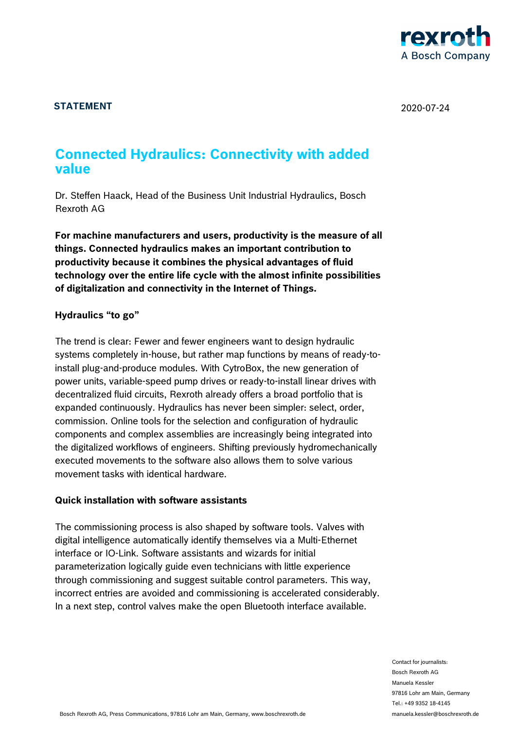**STATEMENT**

2020-07-24

# Connected Hydraulics: Connectivity with added value

Dr. Steffen Haack, Head of the Business Unit Industrial Hydraulics, Bosch Rexroth AG

**For machine manufacturers and users, productivity is the measure of all things. Connected hydraulics makes an important contribution to productivity because it combines the physical advantages of fluid technology over the entire life cycle with the almost infinite possibilities of digitalization and connectivity in the Internet of Things.**

**Hydraulics “to go”**

The trend is clear: Fewer and fewer engineers want to design hydraulic systems completely in-house, but rather map functions by means of ready-to-install plug-and-produce modules. With CytroBox, the new generation of power units, variable-speed pump drives or ready-to-install linear drives with decentralized fluid circuits, Rexroth already offers a broad portfolio that is expanded continuously. Hydraulics has never been simpler: select, order, commission. Online tools for the selection and configuration of hydraulic components and complex assemblies are increasingly being integrated into the digitalized workflows of engineers. Shifting previously hydromechanically executed movements to the software also allows them to solve various movement tasks with identical hardware.

**Quick installation with software assistants**

The commissioning process is also shaped by software tools. Valves with digital intelligence automatically identify themselves via a Multi-Ethernet interface or IO-Link. Software assistants and wizards for initial parameterization logically guide even technicians with little experience through commissioning and suggest suitable control parameters. This way, incorrect entries are avoided and commissioning is accelerated considerably. In a next step, control valves make the open Bluetooth interface available.

Contact for journalists:
Bosch Rexroth AG
Manuela Kessler
97816 Lohr am Main, Germany
Tel.: +49 9352 18-4145
manuela.kessler@boschrexroth.de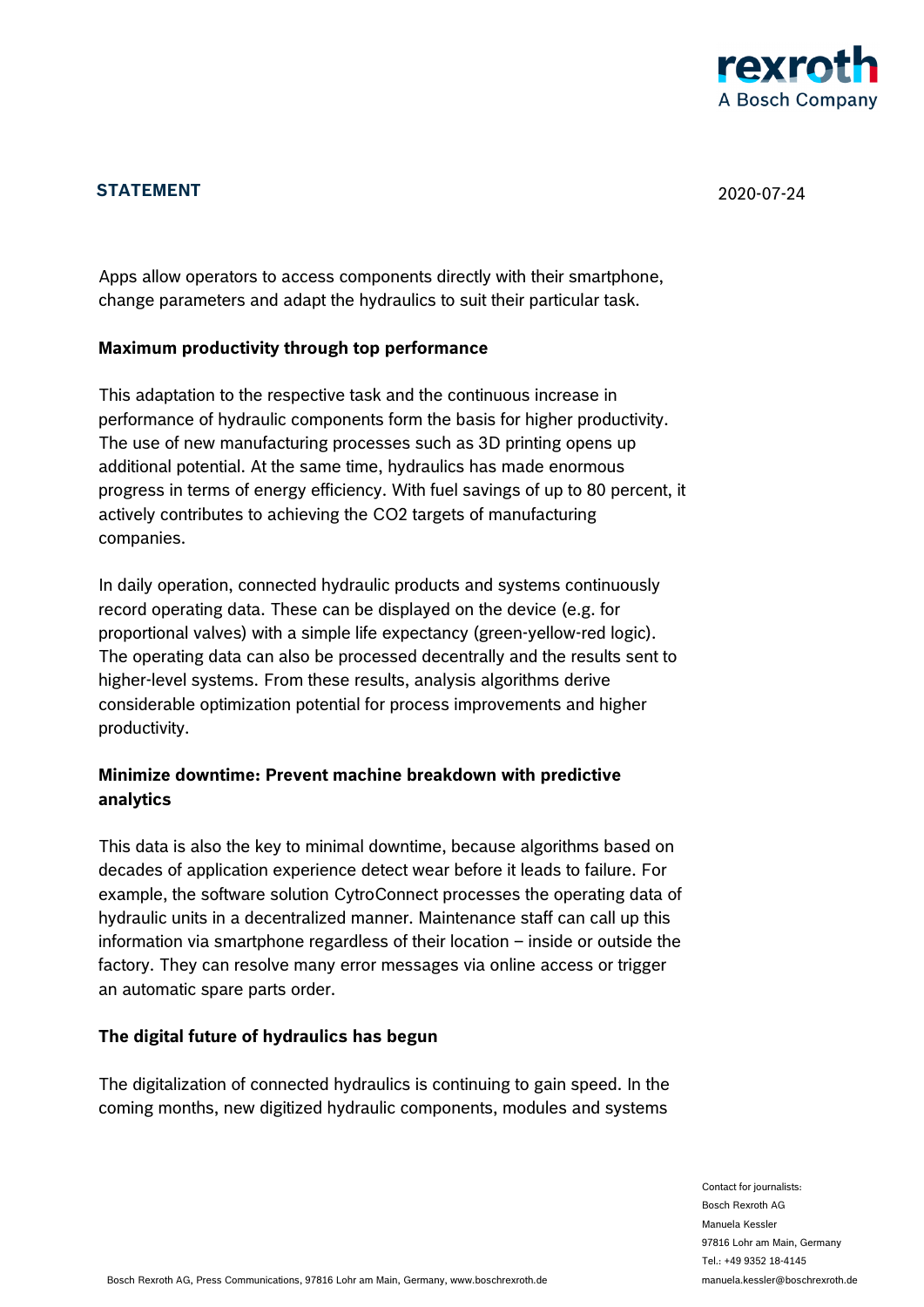Apps allow operators to access components directly with their smartphone, change parameters and adapt the hydraulics to suit their particular task.

**Maximum productivity through top performance**

This adaptation to the respective task and the continuous increase in performance of hydraulic components form the basis for higher productivity. The use of new manufacturing processes such as 3D printing opens up additional potential. At the same time, hydraulics has made enormous progress in terms of energy efficiency. With fuel savings of up to 80 percent, it actively contributes to achieving the $CO_2$ targets of manufacturing companies.

In daily operation, connected hydraulic products and systems continuously record operating data. These can be displayed on the device (e.g. for proportional valves) with a simple life expectancy (green-yellow-red logic). The operating data can also be processed decentrally and the results sent to higher-level systems. From these results, analysis algorithms derive considerable optimization potential for process improvements and higher productivity.

**Minimize downtime: Prevent machine breakdown with predictive analytics**

This data is also the key to minimal downtime, because algorithms based on decades of application experience detect wear before it leads to failure. For example, the software solution CytroConnect processes the operating data of hydraulic units in a decentralized manner. Maintenance staff can call up this information via smartphone regardless of their location – inside or outside the factory. They can resolve many error messages via online access or trigger an automatic spare parts order.

**The digital future of hydraulics has begun**

The digitalization of connected hydraulics is continuing to gain speed. In the coming months, new digitized hydraulic components, modules and systems

Contact for journalists:
Bosch Rexroth AG
Manuela Kessler
97816 Lohr am Main, Germany
Tel.: +49 9352 18-4145
manuela.kessler@boschrexroth.de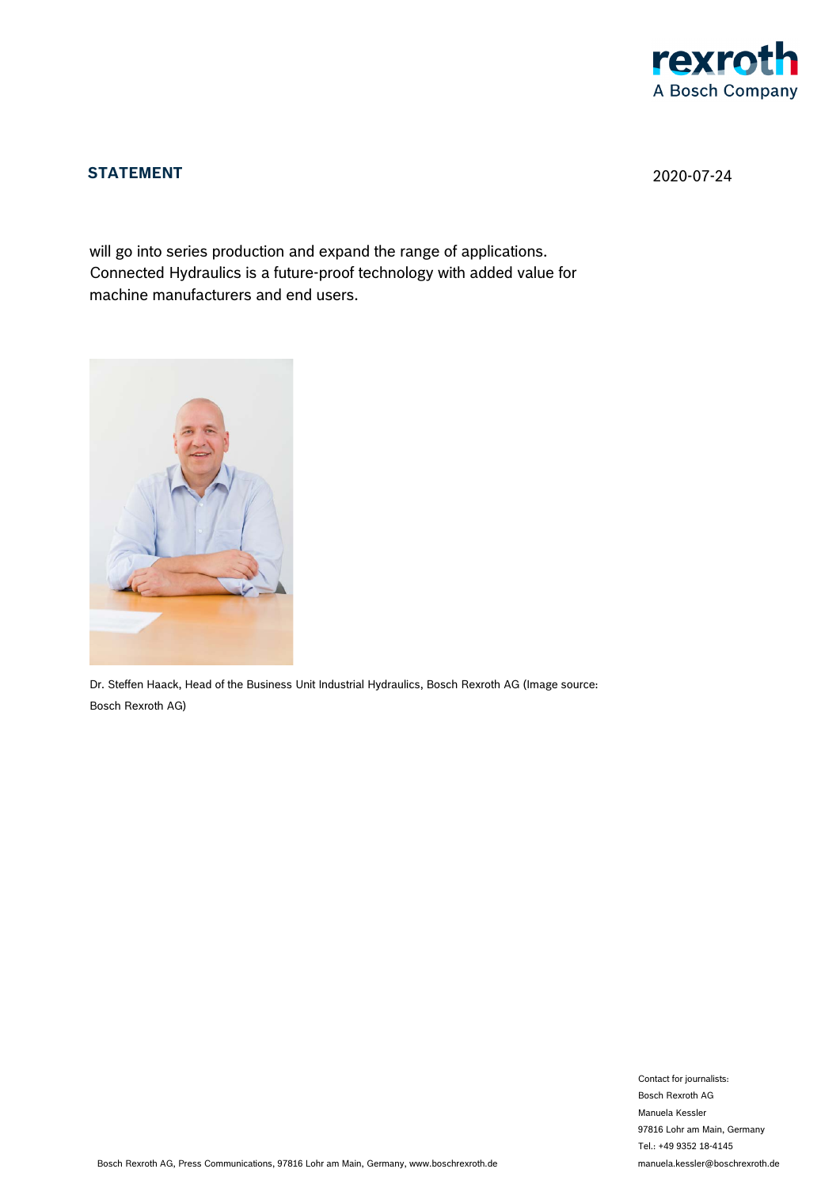**STATEMENT**

2020-07-24

will go into series production and expand the range of applications. Connected Hydraulics is a future-proof technology with added value for machine manufacturers and end users.

Dr. Steffen Haack, Head of the Business Unit Industrial Hydraulics, Bosch Rexroth AG (Image source: Bosch Rexroth AG)

Contact for journalists:
Bosch Rexroth AG
Manuela Kessler
97816 Lohr am Main, Germany
Tel.: +49 9352 18-4145
manuela.kessler@boschrexroth.de

Bosch Rexroth AG, Press Communications, 97816 Lohr am Main, Germany, www.boschrexroth.de